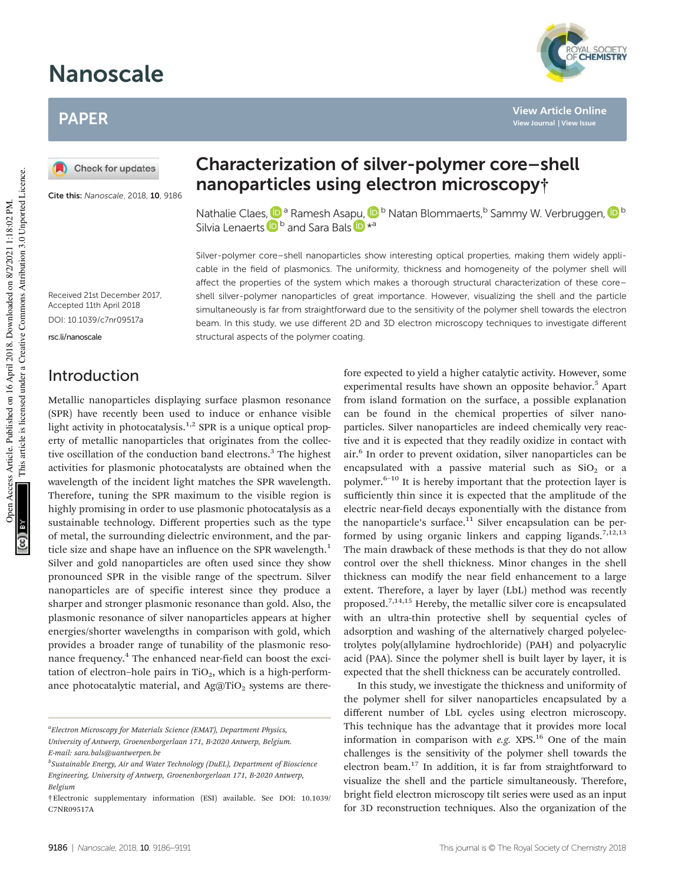# Nanoscale

## PAPER

Cite this: *Nanoscale*, 2018, **10**, 9186

Received 21st December 2017, Accepted 11th April 2018

DOI: 10.1039/c7nr09517a

rsc.li/nanoscale

# Characterization of silver-polymer core–shell nanoparticles using electron microscopy†

Nathalie Claes,[a] Ramesh Asapu,[b] Natan Blommaerts,[b] Sammy W. Verbruggen,[b] Silvia Lenaerts[b] and Sara Bals *[a]

Silver-polymer core–shell nanoparticles show interesting optical properties, making them widely applicable in the field of plasmonics. The uniformity, thickness and homogeneity of the polymer shell will affect the properties of the system which makes a thorough structural characterization of these core–shell silver-polymer nanoparticles of great importance. However, visualizing the shell and the particle simultaneously is far from straightforward due to the sensitivity of the polymer shell towards the electron beam. In this study, we use different 2D and 3D electron microscopy techniques to investigate different structural aspects of the polymer coating.

## Introduction

Metallic nanoparticles displaying surface plasmon resonance (SPR) have recently been used to induce or enhance visible light activity in photocatalysis.[1,2] SPR is a unique optical property of metallic nanoparticles that originates from the collective oscillation of the conduction band electrons.[3] The highest activities for plasmonic photocatalysts are obtained when the wavelength of the incident light matches the SPR wavelength. Therefore, tuning the SPR maximum to the visible region is highly promising in order to use plasmonic photocatalysis as a sustainable technology. Different properties such as the type of metal, the surrounding dielectric environment, and the particle size and shape have an influence on the SPR wavelength.[1] Silver and gold nanoparticles are often used since they show pronounced SPR in the visible range of the spectrum. Silver nanoparticles are of specific interest since they produce a sharper and stronger plasmonic resonance than gold. Also, the plasmonic resonance of silver nanoparticles appears at higher energies/shorter wavelengths in comparison with gold, which provides a broader range of tunability of the plasmonic resonance frequency.[4] The enhanced near-field can boost the excitation of electron–hole pairs in $TiO_2$, which is a high-performance photocatalytic material, and $Ag@TiO_2$ systems are therefore expected to yield a higher catalytic activity. However, some experimental results have shown an opposite behavior.[5] Apart from island formation on the surface, a possible explanation can be found in the chemical properties of silver nanoparticles. Silver nanoparticles are indeed chemically very reactive and it is expected that they readily oxidize in contact with air.[6] In order to prevent oxidation, silver nanoparticles can be encapsulated with a passive material such as $SiO_2$ or a polymer.[6–10] It is hereby important that the protection layer is sufficiently thin since it is expected that the amplitude of the electric near-field decays exponentially with the distance from the nanoparticle's surface.[11] Silver encapsulation can be performed by using organic linkers and capping ligands.[7,12,13] The main drawback of these methods is that they do not allow control over the shell thickness. Minor changes in the shell thickness can modify the near field enhancement to a large extent. Therefore, a layer by layer (LbL) method was recently proposed.[7,14,15] Hereby, the metallic silver core is encapsulated with an ultra-thin protective shell by sequential cycles of adsorption and washing of the alternatively charged polyelectrolytes poly(allylamine hydrochloride) (PAH) and polyacrylic acid (PAA). Since the polymer shell is built layer by layer, it is expected that the shell thickness can be accurately controlled.

In this study, we investigate the thickness and uniformity of the polymer shell for silver nanoparticles encapsulated by a different number of LbL cycles using electron microscopy. This technique has the advantage that it provides more local information in comparison with *e.g.* XPS.[16] One of the main challenges is the sensitivity of the polymer shell towards the electron beam.[17] In addition, it is far from straightforward to visualize the shell and the particle simultaneously. Therefore, bright field electron microscopy tilt series were used as an input for 3D reconstruction techniques. Also the organization of the

[a]Electron Microscopy for Materials Science (EMAT), Department Physics, University of Antwerp, Groenenborgerlaan 171, B-2020 Antwerp, Belgium. E-mail: sara.bals@uantwerpen.be

[b]Sustainable Energy, Air and Water Technology (DuEL), Department of Bioscience Engineering, University of Antwerp, Groenenborgerlaan 171, B-2020 Antwerp, Belgium

†Electronic supplementary information (ESI) available. See DOI: 10.1039/C7NR09517A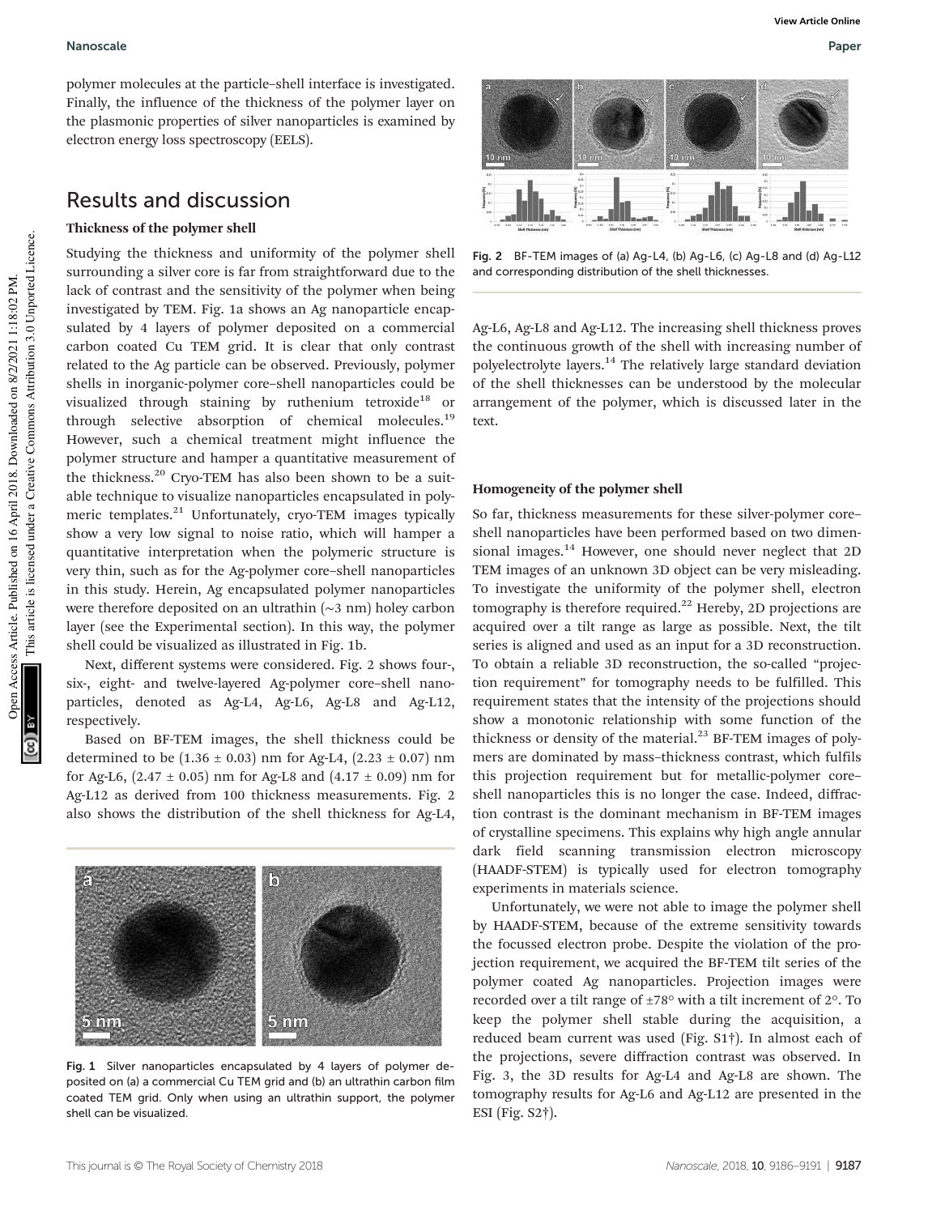polymer molecules at the particle–shell interface is investigated. Finally, the influence of the thickness of the polymer layer on the plasmonic properties of silver nanoparticles is examined by electron energy loss spectroscopy (EELS).

## Results and discussion

### Thickness of the polymer shell

Studying the thickness and uniformity of the polymer shell surrounding a silver core is far from straightforward due to the lack of contrast and the sensitivity of the polymer when being investigated by TEM. Fig. 1a shows an Ag nanoparticle encapsulated by 4 layers of polymer deposited on a commercial carbon coated Cu TEM grid. It is clear that only contrast related to the Ag particle can be observed. Previously, polymer shells in inorganic-polymer core–shell nanoparticles could be visualized through staining by ruthenium tetroxide[18] or through selective absorption of chemical molecules.[19] However, such a chemical treatment might influence the polymer structure and hamper a quantitative measurement of the thickness.[20] Cryo-TEM has also been shown to be a suitable technique to visualize nanoparticles encapsulated in polymeric templates.[21] Unfortunately, cryo-TEM images typically show a very low signal to noise ratio, which will hamper a quantitative interpretation when the polymeric structure is very thin, such as for the Ag-polymer core–shell nanoparticles in this study. Herein, Ag encapsulated polymer nanoparticles were therefore deposited on an ultrathin (~3 nm) holey carbon layer (see the Experimental section). In this way, the polymer shell could be visualized as illustrated in Fig. 1b.

Fig. 1 Silver nanoparticles encapsulated by 4 layers of polymer deposited on (a) a commercial Cu TEM grid and (b) an ultrathin carbon film coated TEM grid. Only when using an ultrathin support, the polymer shell can be visualized.

Next, different systems were considered. Fig. 2 shows four-, six-, eight- and twelve-layered Ag-polymer core–shell nanoparticles, denoted as Ag-L4, Ag-L6, Ag-L8 and Ag-L12, respectively.

Based on BF-TEM images, the shell thickness could be determined to be (1.36 ± 0.03) nm for Ag-L4, (2.23 ± 0.07) nm for Ag-L6, (2.47 ± 0.05) nm for Ag-L8 and (4.17 ± 0.09) nm for Ag-L12 as derived from 100 thickness measurements. Fig. 2 also shows the distribution of the shell thickness for Ag-L4, Ag-L6, Ag-L8 and Ag-L12. The increasing shell thickness proves the continuous growth of the shell with increasing number of polyelectrolyte layers.[14] The relatively large standard deviation of the shell thicknesses can be understood by the molecular arrangement of the polymer, which is discussed later in the text.

Fig. 2 BF-TEM images of (a) Ag-L4, (b) Ag-L6, (c) Ag-L8 and (d) Ag-L12 and corresponding distribution of the shell thicknesses.

### Homogeneity of the polymer shell

So far, thickness measurements for these silver-polymer core–shell nanoparticles have been performed based on two dimensional images.[14] However, one should never neglect that 2D TEM images of an unknown 3D object can be very misleading. To investigate the uniformity of the polymer shell, electron tomography is therefore required.[22] Hereby, 2D projections are acquired over a tilt range as large as possible. Next, the tilt series is aligned and used as an input for a 3D reconstruction. To obtain a reliable 3D reconstruction, the so-called "projection requirement" for tomography needs to be fulfilled. This requirement states that the intensity of the projections should show a monotonic relationship with some function of the thickness or density of the material.[23] BF-TEM images of polymers are dominated by mass–thickness contrast, which fulfils this projection requirement but for metallic-polymer core–shell nanoparticles this is no longer the case. Indeed, diffraction contrast is the dominant mechanism in BF-TEM images of crystalline specimens. This explains why high angle annular dark field scanning transmission electron microscopy (HAADF-STEM) is typically used for electron tomography experiments in materials science.

Unfortunately, we were not able to image the polymer shell by HAADF-STEM, because of the extreme sensitivity towards the focussed electron probe. Despite the violation of the projection requirement, we acquired the BF-TEM tilt series of the polymer coated Ag nanoparticles. Projection images were recorded over a tilt range of ±78° with a tilt increment of 2°. To keep the polymer shell stable during the acquisition, a reduced beam current was used (Fig. S1†). In almost each of the projections, severe diffraction contrast was observed. In Fig. 3, the 3D results for Ag-L4 and Ag-L8 are shown. The tomography results for Ag-L6 and Ag-L12 are presented in the ESI (Fig. S2†).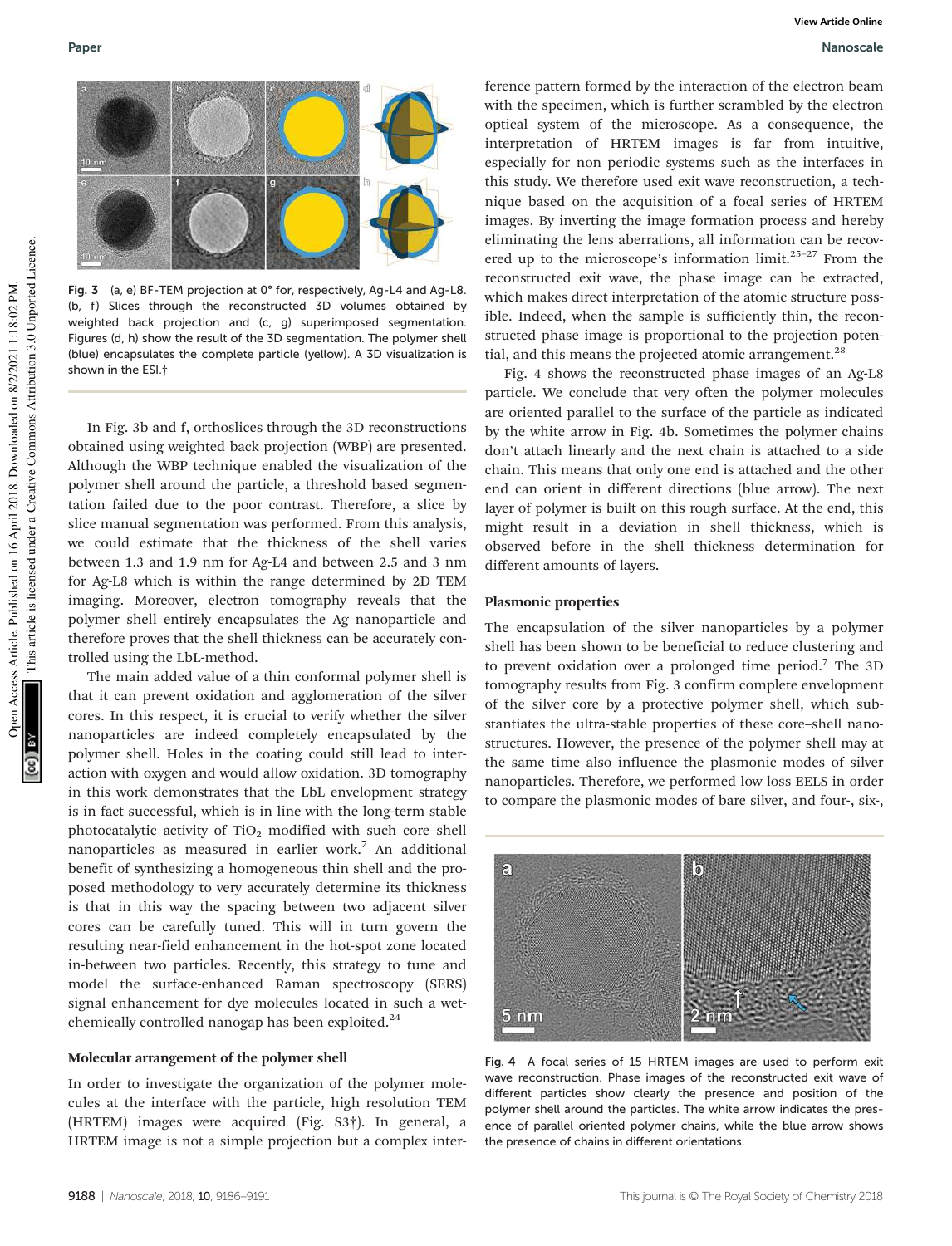Fig. 3 (a, e) BF-TEM projection at 0° for, respectively, Ag-L4 and Ag-L8. (b, f) Slices through the reconstructed 3D volumes obtained by weighted back projection and (c, g) superimposed segmentation. Figures (d, h) show the result of the 3D segmentation. The polymer shell (blue) encapsulates the complete particle (yellow). A 3D visualization is shown in the ESI.†

In Fig. 3b and f, orthoslices through the 3D reconstructions obtained using weighted back projection (WBP) are presented. Although the WBP technique enabled the visualization of the polymer shell around the particle, a threshold based segmentation failed due to the poor contrast. Therefore, a slice by slice manual segmentation was performed. From this analysis, we could estimate that the thickness of the shell varies between 1.3 and 1.9 nm for Ag-L4 and between 2.5 and 3 nm for Ag-L8 which is within the range determined by 2D TEM imaging. Moreover, electron tomography reveals that the polymer shell entirely encapsulates the Ag nanoparticle and therefore proves that the shell thickness can be accurately controlled using the LbL-method.

The main added value of a thin conformal polymer shell is that it can prevent oxidation and agglomeration of the silver cores. In this respect, it is crucial to verify whether the silver nanoparticles are indeed completely encapsulated by the polymer shell. Holes in the coating could still lead to interaction with oxygen and would allow oxidation. 3D tomography in this work demonstrates that the LbL envelopment strategy is in fact successful, which is in line with the long-term stable photocatalytic activity of $TiO_2$ modified with such core–shell nanoparticles as measured in earlier work.[7] An additional benefit of synthesizing a homogeneous thin shell and the proposed methodology to very accurately determine its thickness is that in this way the spacing between two adjacent silver cores can be carefully tuned. This will in turn govern the resulting near-field enhancement in the hot-spot zone located in-between two particles. Recently, this strategy to tune and model the surface-enhanced Raman spectroscopy (SERS) signal enhancement for dye molecules located in such a wet-chemically controlled nanogap has been exploited.[24]

### Molecular arrangement of the polymer shell

In order to investigate the organization of the polymer molecules at the interface with the particle, high resolution TEM (HRTEM) images were acquired (Fig. S3†). In general, a HRTEM image is not a simple projection but a complex interference pattern formed by the interaction of the electron beam with the specimen, which is further scrambled by the electron optical system of the microscope. As a consequence, the interpretation of HRTEM images is far from intuitive, especially for non periodic systems such as the interfaces in this study. We therefore used exit wave reconstruction, a technique based on the acquisition of a focal series of HRTEM images. By inverting the image formation process and hereby eliminating the lens aberrations, all information can be recovered up to the microscope's information limit.[25–27] From the reconstructed exit wave, the phase image can be extracted, which makes direct interpretation of the atomic structure possible. Indeed, when the sample is sufficiently thin, the reconstructed phase image is proportional to the projection potential, and this means the projected atomic arrangement.[28]

Fig. 4 shows the reconstructed phase images of an Ag-L8 particle. We conclude that very often the polymer molecules are oriented parallel to the surface of the particle as indicated by the white arrow in Fig. 4b. Sometimes the polymer chains don't attach linearly and the next chain is attached to a side chain. This means that only one end is attached and the other end can orient in different directions (blue arrow). The next layer of polymer is built on this rough surface. At the end, this might result in a deviation in shell thickness, which is observed before in the shell thickness determination for different amounts of layers.

### Plasmonic properties

The encapsulation of the silver nanoparticles by a polymer shell has been shown to be beneficial to reduce clustering and to prevent oxidation over a prolonged time period.[7] The 3D tomography results from Fig. 3 confirm complete envelopment of the silver core by a protective polymer shell, which substantiates the ultra-stable properties of these core–shell nanostructures. However, the presence of the polymer shell may at the same time also influence the plasmonic modes of silver nanoparticles. Therefore, we performed low loss EELS in order to compare the plasmonic modes of bare silver, and four-, six-,

Fig. 4 A focal series of 15 HRTEM images are used to perform exit wave reconstruction. Phase images of the reconstructed exit wave of different particles show clearly the presence and position of the polymer shell around the particles. The white arrow indicates the presence of parallel oriented polymer chains, while the blue arrow shows the presence of chains in different orientations.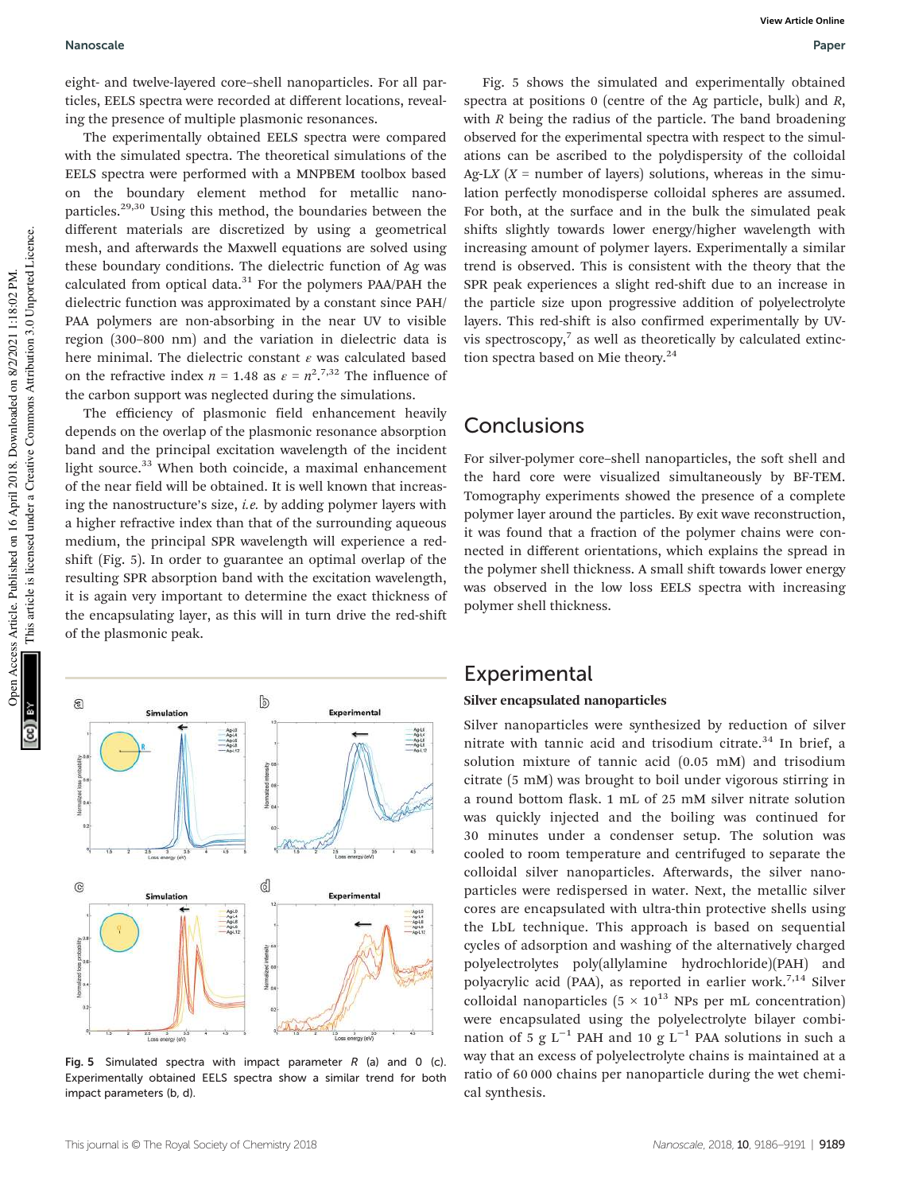eight- and twelve-layered core–shell nanoparticles. For all particles, EELS spectra were recorded at different locations, revealing the presence of multiple plasmonic resonances.

The experimentally obtained EELS spectra were compared with the simulated spectra. The theoretical simulations of the EELS spectra were performed with a MNPBEM toolbox based on the boundary element method for metallic nanoparticles.[29,30] Using this method, the boundaries between the different materials are discretized by using a geometrical mesh, and afterwards the Maxwell equations are solved using these boundary conditions. The dielectric function of Ag was calculated from optical data.[31] For the polymers PAA/PAH the dielectric function was approximated by a constant since PAH/PAA polymers are non-absorbing in the near UV to visible region (300–800 nm) and the variation in dielectric data is here minimal. The dielectric constant $\varepsilon$ was calculated based on the refractive index $n = 1.48$ as $\varepsilon = n^2$.[7,32] The influence of the carbon support was neglected during the simulations.

The efficiency of plasmonic field enhancement heavily depends on the overlap of the plasmonic resonance absorption band and the principal excitation wavelength of the incident light source.[33] When both coincide, a maximal enhancement of the near field will be obtained. It is well known that increasing the nanostructure's size, *i.e.* by adding polymer layers with a higher refractive index than that of the surrounding aqueous medium, the principal SPR wavelength will experience a red-shift (Fig. 5). In order to guarantee an optimal overlap of the resulting SPR absorption band with the excitation wavelength, it is again very important to determine the exact thickness of the encapsulating layer, as this will in turn drive the red-shift of the plasmonic peak.

Fig. 5 Simulated spectra with impact parameter $R$ (a) and 0 (c). Experimentally obtained EELS spectra show a similar trend for both impact parameters (b, d).

Fig. 5 shows the simulated and experimentally obtained spectra at positions 0 (centre of the Ag particle, bulk) and $R$, with $R$ being the radius of the particle. The band broadening observed for the experimental spectra with respect to the simulations can be ascribed to the polydispersity of the colloidal Ag-L*X* (*X* = number of layers) solutions, whereas in the simulation perfectly monodisperse colloidal spheres are assumed. For both, at the surface and in the bulk the simulated peak shifts slightly towards lower energy/higher wavelength with increasing amount of polymer layers. Experimentally a similar trend is observed. This is consistent with the theory that the SPR peak experiences a slight red-shift due to an increase in the particle size upon progressive addition of polyelectrolyte layers. This red-shift is also confirmed experimentally by UV-vis spectroscopy,[7] as well as theoretically by calculated extinction spectra based on Mie theory.[24]

## Conclusions

For silver-polymer core–shell nanoparticles, the soft shell and the hard core were visualized simultaneously by BF-TEM. Tomography experiments showed the presence of a complete polymer layer around the particles. By exit wave reconstruction, it was found that a fraction of the polymer chains were connected in different orientations, which explains the spread in the polymer shell thickness. A small shift towards lower energy was observed in the low loss EELS spectra with increasing polymer shell thickness.

## Experimental

### Silver encapsulated nanoparticles

Silver nanoparticles were synthesized by reduction of silver nitrate with tannic acid and trisodium citrate.[34] In brief, a solution mixture of tannic acid (0.05 mM) and trisodium citrate (5 mM) was brought to boil under vigorous stirring in a round bottom flask. 1 mL of 25 mM silver nitrate solution was quickly injected and the boiling was continued for 30 minutes under a condenser setup. The solution was cooled to room temperature and centrifuged to separate the colloidal silver nanoparticles. Afterwards, the silver nanoparticles were redispersed in water. Next, the metallic silver cores are encapsulated with ultra-thin protective shells using the LbL technique. This approach is based on sequential cycles of adsorption and washing of the alternatively charged polyelectrolytes poly(allylamine hydrochloride)(PAH) and polyacrylic acid (PAA), as reported in earlier work.[7,14] Silver colloidal nanoparticles ($5 \times 10^{13}$ NPs per mL concentration) were encapsulated using the polyelectrolyte bilayer combination of 5 g $L^{-1}$ PAH and 10 g $L^{-1}$ PAA solutions in such a way that an excess of polyelectrolyte chains is maintained at a ratio of 60 000 chains per nanoparticle during the wet chemical synthesis.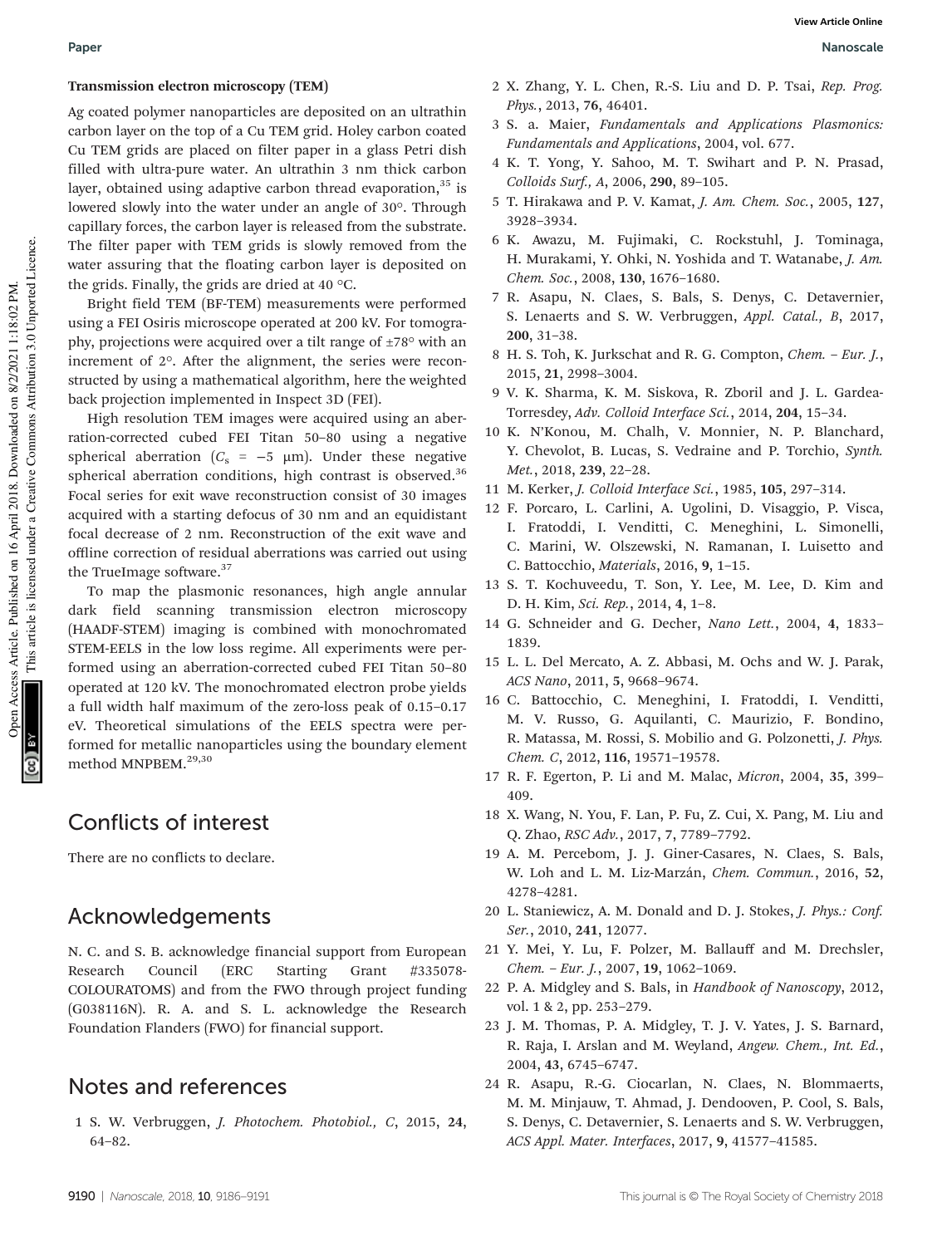### Transmission electron microscopy (TEM)

Ag coated polymer nanoparticles are deposited on an ultrathin carbon layer on the top of a Cu TEM grid. Holey carbon coated Cu TEM grids are placed on filter paper in a glass Petri dish filled with ultra-pure water. An ultrathin 3 nm thick carbon layer, obtained using adaptive carbon thread evaporation,[35] is lowered slowly into the water under an angle of 30°. Through capillary forces, the carbon layer is released from the substrate. The filter paper with TEM grids is slowly removed from the water assuring that the floating carbon layer is deposited on the grids. Finally, the grids are dried at 40 °C.

Bright field TEM (BF-TEM) measurements were performed using a FEI Osiris microscope operated at 200 kV. For tomography, projections were acquired over a tilt range of ±78° with an increment of 2°. After the alignment, the series were reconstructed by using a mathematical algorithm, here the weighted back projection implemented in Inspect 3D (FEI).

High resolution TEM images were acquired using an aberration-corrected cubed FEI Titan 50–80 using a negative spherical aberration ($C_s$ = −5 μm). Under these negative spherical aberration conditions, high contrast is observed.[36] Focal series for exit wave reconstruction consist of 30 images acquired with a starting defocus of 30 nm and an equidistant focal decrease of 2 nm. Reconstruction of the exit wave and offline correction of residual aberrations was carried out using the TrueImage software.[37]

To map the plasmonic resonances, high angle annular dark field scanning transmission electron microscopy (HAADF-STEM) imaging is combined with monochromated STEM-EELS in the low loss regime. All experiments were performed using an aberration-corrected cubed FEI Titan 50–80 operated at 120 kV. The monochromated electron probe yields a full width half maximum of the zero-loss peak of 0.15–0.17 eV. Theoretical simulations of the EELS spectra were performed for metallic nanoparticles using the boundary element method MNPBEM.[29,30]

## Conflicts of interest

There are no conflicts to declare.

## Acknowledgements

N. C. and S. B. acknowledge financial support from European Research Council (ERC Starting Grant #335078-COLOURATOMS) and from the FWO through project funding (G038116N). R. A. and S. L. acknowledge the Research Foundation Flanders (FWO) for financial support.

## Notes and references

1 S. W. Verbruggen, *J. Photochem. Photobiol., C*, 2015, **24**, 64–82.

2 X. Zhang, Y. L. Chen, R.-S. Liu and D. P. Tsai, *Rep. Prog. Phys.*, 2013, **76**, 46401.

3 S. a. Maier, *Fundamentals and Applications Plasmonics: Fundamentals and Applications*, 2004, vol. 677.

4 K. T. Yong, Y. Sahoo, M. T. Swihart and P. N. Prasad, *Colloids Surf., A*, 2006, **290**, 89–105.

5 T. Hirakawa and P. V. Kamat, *J. Am. Chem. Soc.*, 2005, **127**, 3928–3934.

6 K. Awazu, M. Fujimaki, C. Rockstuhl, J. Tominaga, H. Murakami, Y. Ohki, N. Yoshida and T. Watanabe, *J. Am. Chem. Soc.*, 2008, **130**, 1676–1680.

7 R. Asapu, N. Claes, S. Bals, S. Denys, C. Detavernier, S. Lenaerts and S. W. Verbruggen, *Appl. Catal., B*, 2017, **200**, 31–38.

8 H. S. Toh, K. Jurkschat and R. G. Compton, *Chem. – Eur. J.*, 2015, **21**, 2998–3004.

9 V. K. Sharma, K. M. Siskova, R. Zboril and J. L. Gardea-Torresdey, *Adv. Colloid Interface Sci.*, 2014, **204**, 15–34.

10 K. N'Konou, M. Chalh, V. Monnier, N. P. Blanchard, Y. Chevolot, B. Lucas, S. Vedraine and P. Torchio, *Synth. Met.*, 2018, **239**, 22–28.

11 M. Kerker, *J. Colloid Interface Sci.*, 1985, **105**, 297–314.

12 F. Porcaro, L. Carlini, A. Ugolini, D. Visaggio, P. Visca, I. Fratoddi, I. Venditti, C. Meneghini, L. Simonelli, C. Marini, W. Olszewski, N. Ramanan, I. Luisetto and C. Battocchio, *Materials*, 2016, **9**, 1–15.

13 S. T. Kochuveedu, T. Son, Y. Lee, M. Lee, D. Kim and D. H. Kim, *Sci. Rep.*, 2014, **4**, 1–8.

14 G. Schneider and G. Decher, *Nano Lett.*, 2004, **4**, 1833–1839.

15 L. L. Del Mercato, A. Z. Abbasi, M. Ochs and W. J. Parak, *ACS Nano*, 2011, **5**, 9668–9674.

16 C. Battocchio, C. Meneghini, I. Fratoddi, I. Venditti, M. V. Russo, G. Aquilanti, C. Maurizio, F. Bondino, R. Matassa, M. Rossi, S. Mobilio and G. Polzonetti, *J. Phys. Chem. C*, 2012, **116**, 19571–19578.

17 R. F. Egerton, P. Li and M. Malac, *Micron*, 2004, **35**, 399–409.

18 X. Wang, N. You, F. Lan, P. Fu, Z. Cui, X. Pang, M. Liu and Q. Zhao, *RSC Adv.*, 2017, **7**, 7789–7792.

19 A. M. Percebom, J. J. Giner-Casares, N. Claes, S. Bals, W. Loh and L. M. Liz-Marzán, *Chem. Commun.*, 2016, **52**, 4278–4281.

20 L. Staniewicz, A. M. Donald and D. J. Stokes, *J. Phys.: Conf. Ser.*, 2010, **241**, 12077.

21 Y. Mei, Y. Lu, F. Polzer, M. Ballauff and M. Drechsler, *Chem. – Eur. J.*, 2007, **19**, 1062–1069.

22 P. A. Midgley and S. Bals, in *Handbook of Nanoscopy*, 2012, vol. 1 & 2, pp. 253–279.

23 J. M. Thomas, P. A. Midgley, T. J. V. Yates, J. S. Barnard, R. Raja, I. Arslan and M. Weyland, *Angew. Chem., Int. Ed.*, 2004, **43**, 6745–6747.

24 R. Asapu, R.-G. Ciocarlan, N. Claes, N. Blommaerts, M. M. Minjauw, T. Ahmad, J. Dendooven, P. Cool, S. Bals, S. Denys, C. Detavernier, S. Lenaerts and S. W. Verbruggen, *ACS Appl. Mater. Interfaces*, 2017, **9**, 41577–41585.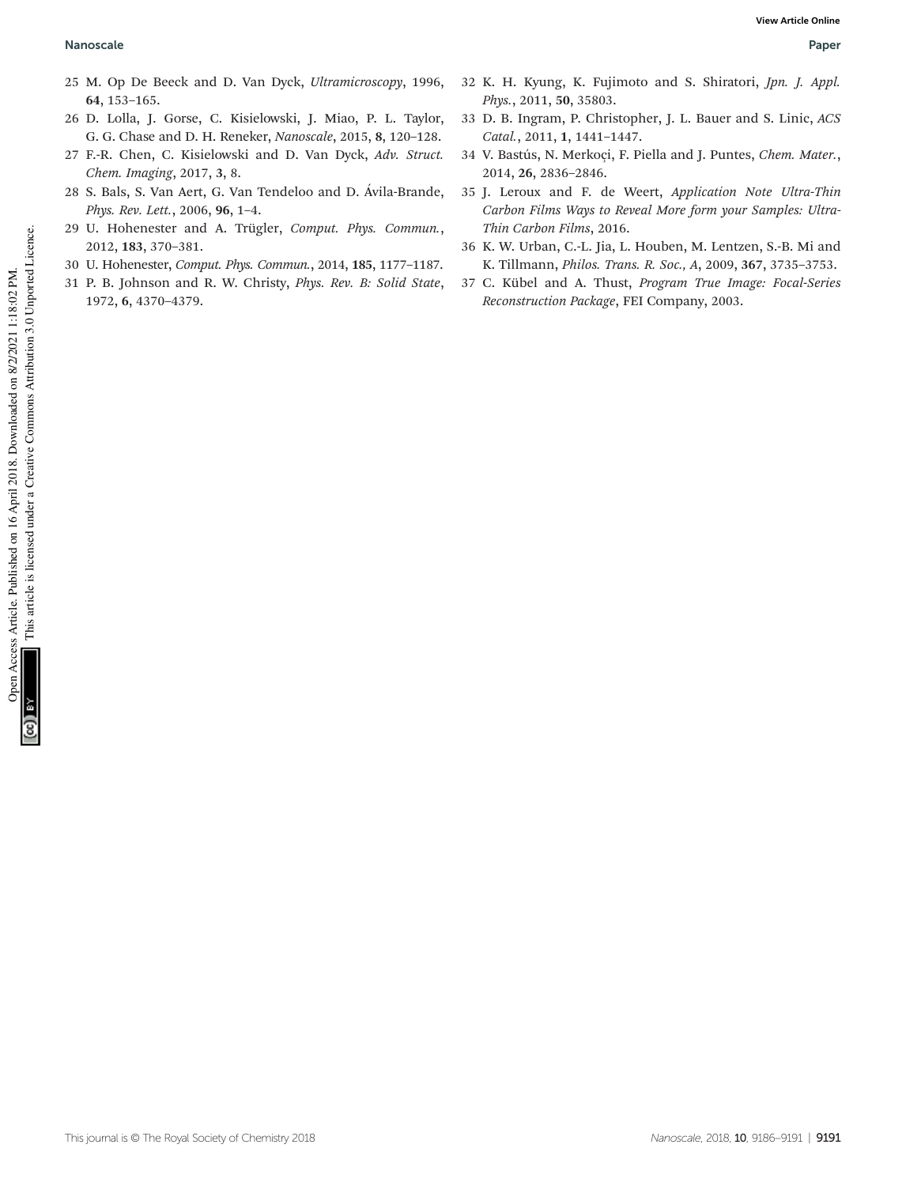25 M. Op De Beeck and D. Van Dyck, *Ultramicroscopy*, 1996, **64**, 153–165.

26 D. Lolla, J. Gorse, C. Kisielowski, J. Miao, P. L. Taylor, G. G. Chase and D. H. Reneker, *Nanoscale*, 2015, **8**, 120–128.

27 F.-R. Chen, C. Kisielowski and D. Van Dyck, *Adv. Struct. Chem. Imaging*, 2017, **3**, 8.

28 S. Bals, S. Van Aert, G. Van Tendeloo and D. Ávila-Brande, *Phys. Rev. Lett.*, 2006, **96**, 1–4.

29 U. Hohenester and A. Trügler, *Comput. Phys. Commun.*, 2012, **183**, 370–381.

30 U. Hohenester, *Comput. Phys. Commun.*, 2014, **185**, 1177–1187.

31 P. B. Johnson and R. W. Christy, *Phys. Rev. B: Solid State*, 1972, **6**, 4370–4379.

32 K. H. Kyung, K. Fujimoto and S. Shiratori, *Jpn. J. Appl. Phys.*, 2011, **50**, 35803.

33 D. B. Ingram, P. Christopher, J. L. Bauer and S. Linic, *ACS Catal.*, 2011, **1**, 1441–1447.

34 V. Bastús, N. Merkoçi, F. Piella and J. Puntes, *Chem. Mater.*, 2014, **26**, 2836–2846.

35 J. Leroux and F. de Weert, *Application Note Ultra-Thin Carbon Films Ways to Reveal More form your Samples: Ultra-Thin Carbon Films*, 2016.

36 K. W. Urban, C.-L. Jia, L. Houben, M. Lentzen, S.-B. Mi and K. Tillmann, *Philos. Trans. R. Soc., A*, 2009, **367**, 3735–3753.

37 C. Kübel and A. Thust, *Program True Image: Focal-Series Reconstruction Package*, FEI Company, 2003.